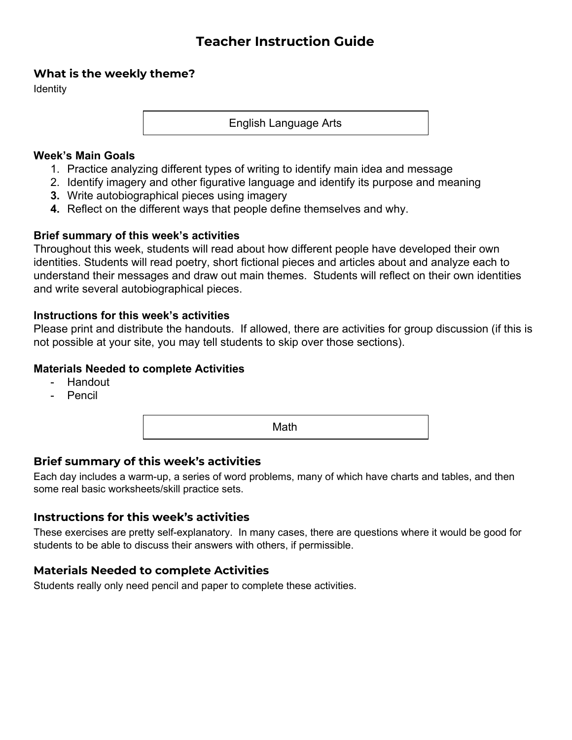# Teacher Instruction Guide

### What is the weekly theme?

Identity

## English Language Arts

### Week's Main Goals

1. Practice analyzing different types of writing to identify main idea and message
2. Identify imagery and other figurative language and identify its purpose and meaning
3. Write autobiographical pieces using imagery
4. Reflect on the different ways that people define themselves and why.

### Brief summary of this week's activities

Throughout this week, students will read about how different people have developed their own identities. Students will read poetry, short fictional pieces and articles about and analyze each to understand their messages and draw out main themes. Students will reflect on their own identities and write several autobiographical pieces.

### Instructions for this week's activities

Please print and distribute the handouts. If allowed, there are activities for group discussion (if this is not possible at your site, you may tell students to skip over those sections).

### Materials Needed to complete Activities

- Handout
- Pencil

## Math

### Brief summary of this week's activities

Each day includes a warm-up, a series of word problems, many of which have charts and tables, and then some real basic worksheets/skill practice sets.

### Instructions for this week's activities

These exercises are pretty self-explanatory. In many cases, there are questions where it would be good for students to be able to discuss their answers with others, if permissible.

### Materials Needed to complete Activities

Students really only need pencil and paper to complete these activities.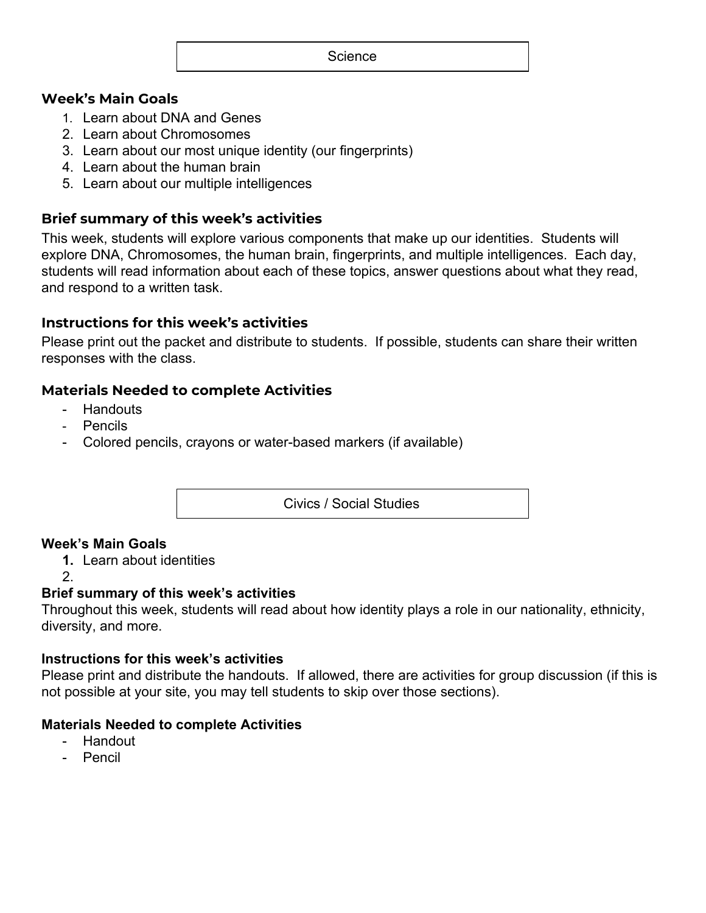## Science

### Week's Main Goals

1. Learn about DNA and Genes
2. Learn about Chromosomes
3. Learn about our most unique identity (our fingerprints)
4. Learn about the human brain
5. Learn about our multiple intelligences

### Brief summary of this week's activities

This week, students will explore various components that make up our identities. Students will explore DNA, Chromosomes, the human brain, fingerprints, and multiple intelligences. Each day, students will read information about each of these topics, answer questions about what they read, and respond to a written task.

### Instructions for this week's activities

Please print out the packet and distribute to students. If possible, students can share their written responses with the class.

### Materials Needed to complete Activities

- Handouts
- Pencils
- Colored pencils, crayons or water-based markers (if available)

## Civics / Social Studies

### Week's Main Goals

1. Learn about identities
2. 

### Brief summary of this week's activities

Throughout this week, students will read about how identity plays a role in our nationality, ethnicity, diversity, and more.

### Instructions for this week's activities

Please print and distribute the handouts. If allowed, there are activities for group discussion (if this is not possible at your site, you may tell students to skip over those sections).

### Materials Needed to complete Activities

- Handout
- Pencil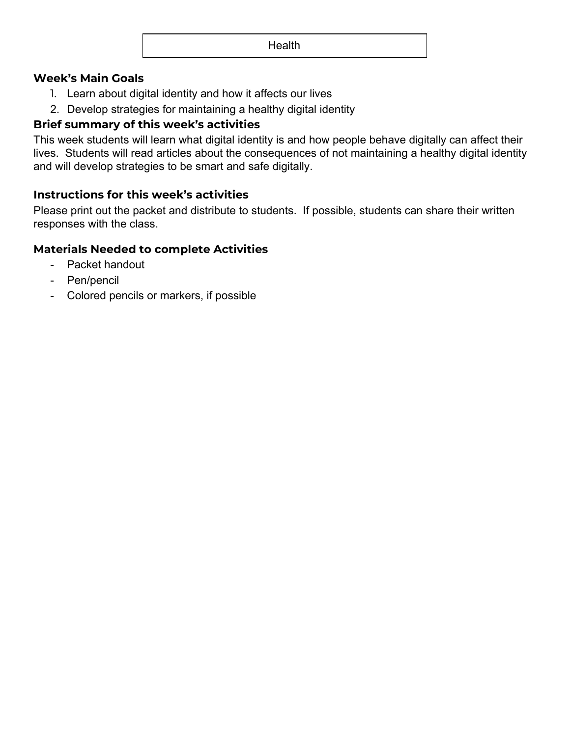Health

**Week's Main Goals**

1. Learn about digital identity and how it affects our lives
2. Develop strategies for maintaining a healthy digital identity

**Brief summary of this week's activities**

This week students will learn what digital identity is and how people behave digitally can affect their lives. Students will read articles about the consequences of not maintaining a healthy digital identity and will develop strategies to be smart and safe digitally.

**Instructions for this week's activities**

Please print out the packet and distribute to students. If possible, students can share their written responses with the class.

**Materials Needed to complete Activities**

- Packet handout
- Pen/pencil
- Colored pencils or markers, if possible